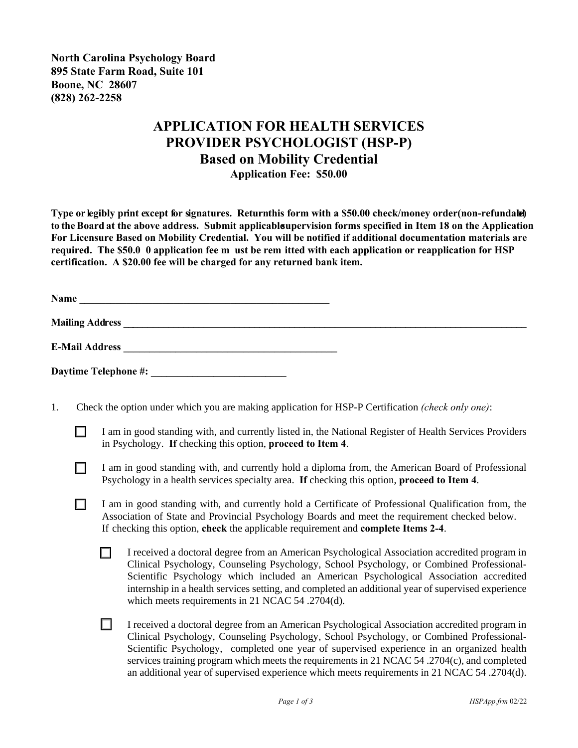**North Carolina Psychology Board**
**895 State Farm Road, Suite 101**
**Boone, NC 28607**
**(828) 262-2258**

# APPLICATION FOR HEALTH SERVICES PROVIDER PSYCHOLOGIST (HSP-P)

## Based on Mobility Credential

**Application Fee: $50.00**

**Type or legibly print except for signatures. Return this form with a $50.00 check/money order (non-refundable) to the Board at the above address. Submit applicable supervision forms specified in Item 18 on the Application For Licensure Based on Mobility Credential. You will be notified if additional documentation materials are required. The $50.00 application fee must be remitted with each application or reapplication for HSP certification. A $20.00 fee will be charged for any returned bank item.**

**Name** ____________________________________________________

**Mailing Address** ________________________________________________________________________________________

**E-Mail Address** ____________________________________________

**Daytime Telephone #:** ___________________________

1. Check the option under which you are making application for HSP-P Certification *(check only one)*:

   ☐ I am in good standing with, and currently listed in, the National Register of Health Services Providers in Psychology. **If** checking this option, **proceed to Item 4**.

   ☐ I am in good standing with, and currently hold a diploma from, the American Board of Professional Psychology in a health services specialty area. **If** checking this option, **proceed to Item 4**.

   ☐ I am in good standing with, and currently hold a Certificate of Professional Qualification from, the Association of State and Provincial Psychology Boards and meet the requirement checked below. If checking this option, **check** the applicable requirement and **complete Items 2-4**.

   ☐ I received a doctoral degree from an American Psychological Association accredited program in Clinical Psychology, Counseling Psychology, School Psychology, or Combined Professional-Scientific Psychology which included an American Psychological Association accredited internship in a health services setting, and completed an additional year of supervised experience which meets requirements in 21 NCAC 54 .2704(d).

   ☐ I received a doctoral degree from an American Psychological Association accredited program in Clinical Psychology, Counseling Psychology, School Psychology, or Combined Professional-Scientific Psychology, completed one year of supervised experience in an organized health services training program which meets the requirements in 21 NCAC 54 .2704(c), and completed an additional year of supervised experience which meets requirements in 21 NCAC 54 .2704(d).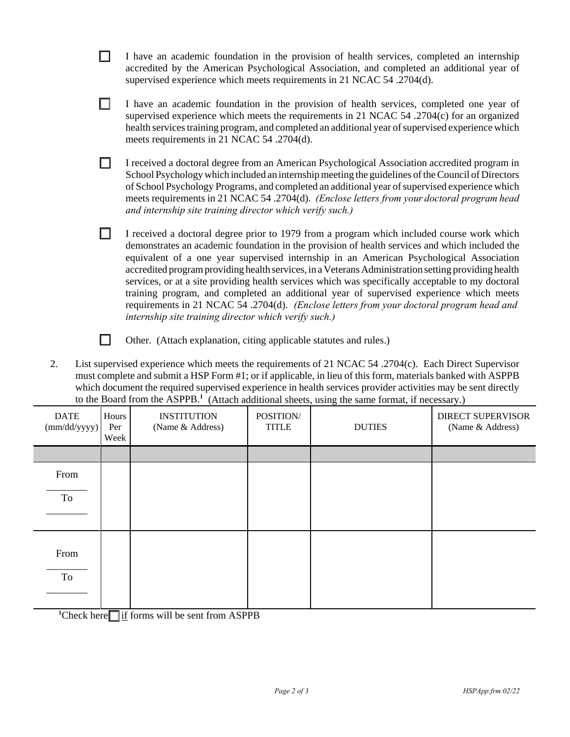- ☐ I have an academic foundation in the provision of health services, completed an internship accredited by the American Psychological Association, and completed an additional year of supervised experience which meets requirements in 21 NCAC 54 .2704(d).

- ☐ I have an academic foundation in the provision of health services, completed one year of supervised experience which meets the requirements in 21 NCAC 54 .2704(c) for an organized health services training program, and completed an additional year of supervised experience which meets requirements in 21 NCAC 54 .2704(d).

- ☐ I received a doctoral degree from an American Psychological Association accredited program in School Psychology which included an internship meeting the guidelines of the Council of Directors of School Psychology Programs, and completed an additional year of supervised experience which meets requirements in 21 NCAC 54 .2704(d). *(Enclose letters from your doctoral program head and internship site training director which verify such.)*

- ☐ I received a doctoral degree prior to 1979 from a program which included course work which demonstrates an academic foundation in the provision of health services and which included the equivalent of a one year supervised internship in an American Psychological Association accredited program providing health services, in a Veterans Administration setting providing health services, or at a site providing health services which was specifically acceptable to my doctoral training program, and completed an additional year of supervised experience which meets requirements in 21 NCAC 54 .2704(d). *(Enclose letters from your doctoral program head and internship site training director which verify such.)*

- ☐ Other. (Attach explanation, citing applicable statutes and rules.)

2. List supervised experience which meets the requirements of 21 NCAC 54 .2704(c). Each Direct Supervisor must complete and submit a HSP Form #1; or if applicable, in lieu of this form, materials banked with ASPPB which document the required supervised experience in health services provider activities may be sent directly to the Board from the ASPPB.[1] (Attach additional sheets, using the same format, if necessary.)

| DATE (mm/dd/yyyy) | Hours Per Week | INSTITUTION (Name & Address) | POSITION/ TITLE | DUTIES | DIRECT SUPERVISOR (Name & Address) |
|---|---|---|---|---|---|
| | | | | | |
| From ________ To ________ | | | | | |
| From ________ To ________ | | | | | |

[1]Check here ☐ if forms will be sent from ASPPB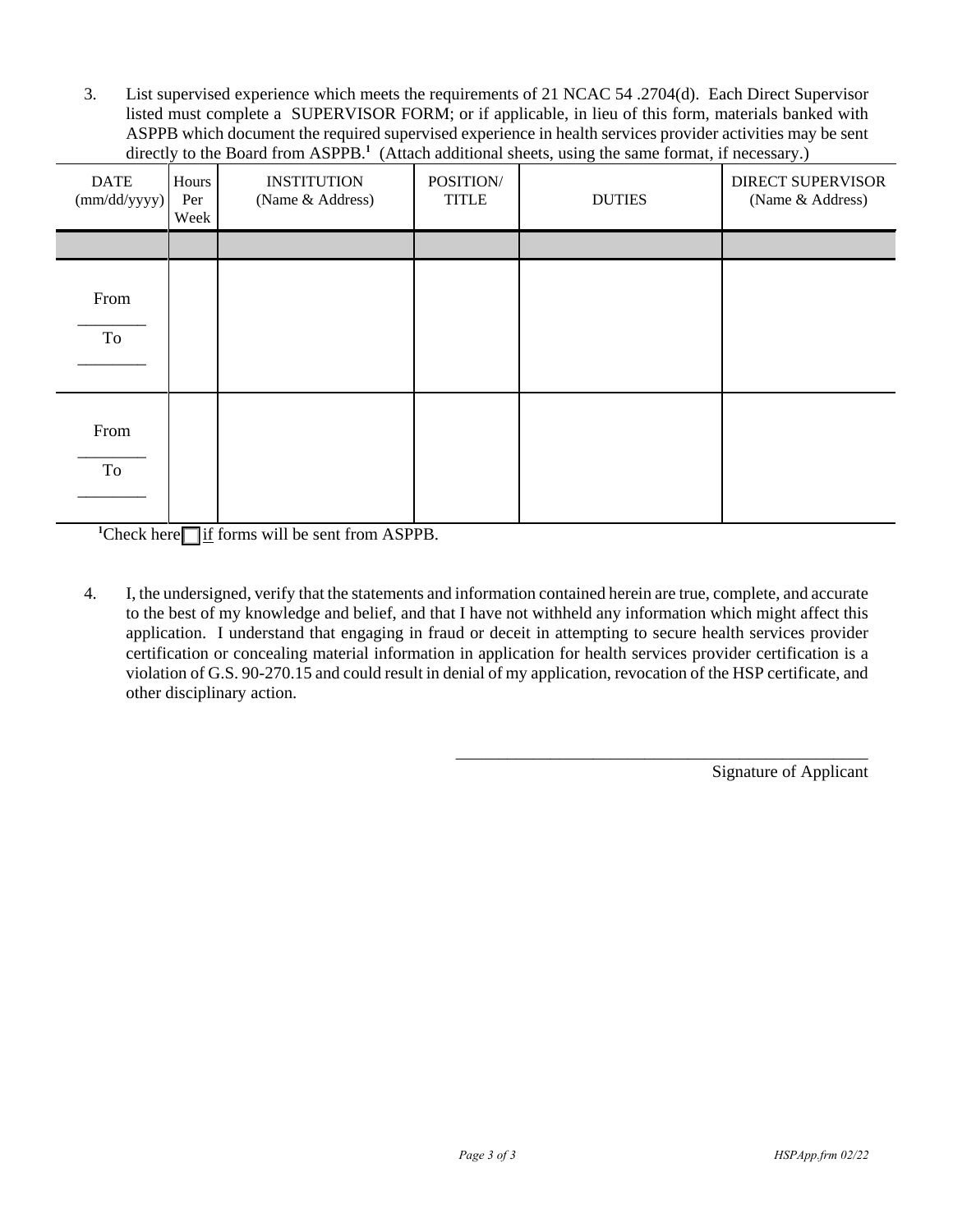3. List supervised experience which meets the requirements of 21 NCAC 54 .2704(d). Each Direct Supervisor listed must complete a SUPERVISOR FORM; or if applicable, in lieu of this form, materials banked with ASPPB which document the required supervised experience in health services provider activities may be sent directly to the Board from ASPPB.[1] (Attach additional sheets, using the same format, if necessary.)

| DATE (mm/dd/yyyy) | Hours Per Week | INSTITUTION (Name & Address) | POSITION/ TITLE | DUTIES | DIRECT SUPERVISOR (Name & Address) |
|---|---|---|---|---|---|
| | | | | | |
| From ________ To ________ | | | | | |
| From ________ To ________ | | | | | |

[1]Check here ☐ if forms will be sent from ASPPB.

4. I, the undersigned, verify that the statements and information contained herein are true, complete, and accurate to the best of my knowledge and belief, and that I have not withheld any information which might affect this application. I understand that engaging in fraud or deceit in attempting to secure health services provider certification or concealing material information in application for health services provider certification is a violation of G.S. 90-270.15 and could result in denial of my application, revocation of the HSP certificate, and other disciplinary action.

______________________________________________
Signature of Applicant

HSPApp.frm 02/22